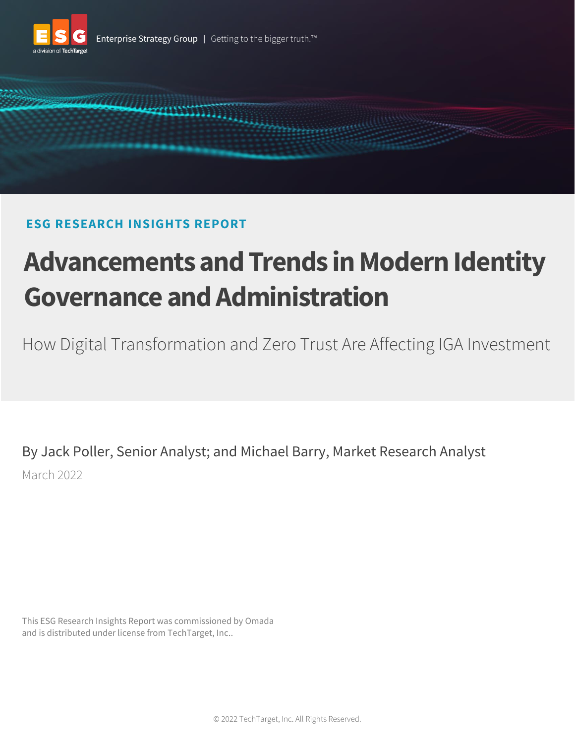Enterprise Strategy Group | Getting to the bigger truth.™

**ESG RESEARCH INSIGHTS REPORT**

# Advancements and Trends in Modern Identity Governance and Administration

## How Digital Transformation and Zero Trust Are Affecting IGA Investment

By Jack Poller, Senior Analyst; and Michael Barry, Market Research Analyst

March 2022

This ESG Research Insights Report was commissioned by Omada and is distributed under license from TechTarget, Inc..

© 2022 TechTarget, Inc. All Rights Reserved.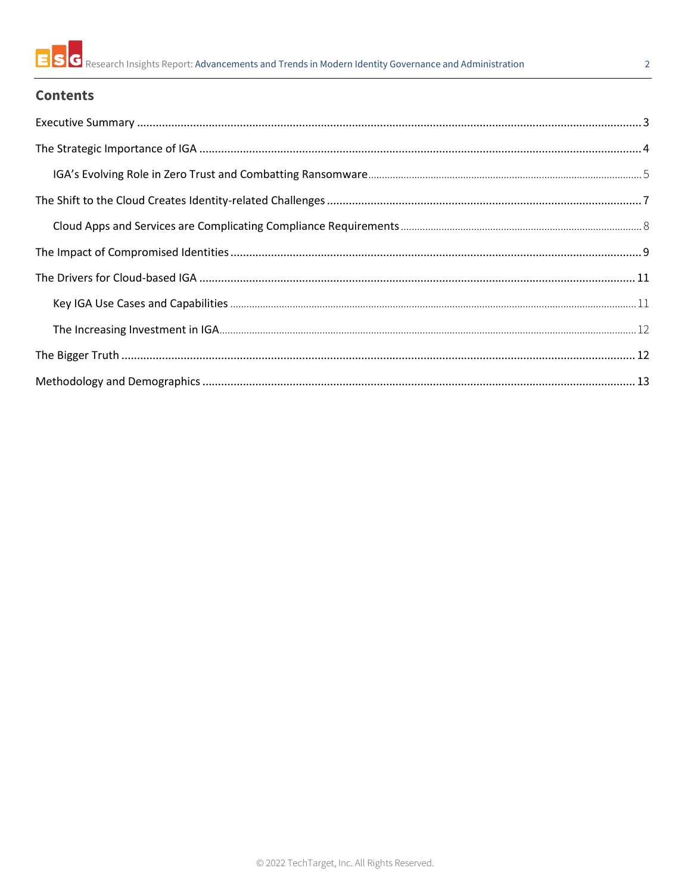## Contents

- Executive Summary ... 3
- The Strategic Importance of IGA ... 4
  - IGA's Evolving Role in Zero Trust and Combatting Ransomware ... 5
- The Shift to the Cloud Creates Identity-related Challenges ... 7
  - Cloud Apps and Services are Complicating Compliance Requirements ... 8
- The Impact of Compromised Identities ... 9
- The Drivers for Cloud-based IGA ... 11
  - Key IGA Use Cases and Capabilities ... 11
  - The Increasing Investment in IGA ... 12
- The Bigger Truth ... 12
- Methodology and Demographics ... 13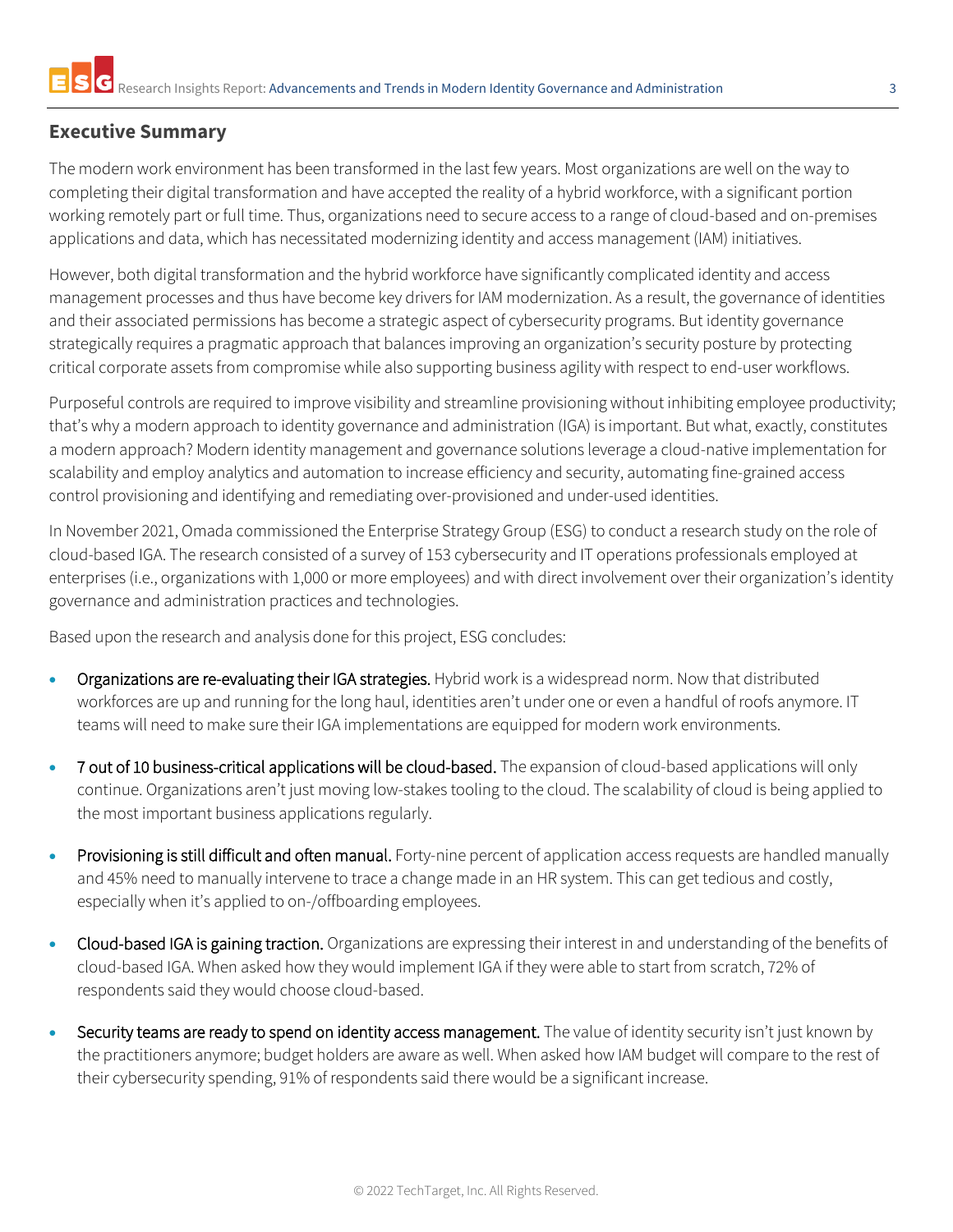## Executive Summary

The modern work environment has been transformed in the last few years. Most organizations are well on the way to completing their digital transformation and have accepted the reality of a hybrid workforce, with a significant portion working remotely part or full time. Thus, organizations need to secure access to a range of cloud-based and on-premises applications and data, which has necessitated modernizing identity and access management (IAM) initiatives.

However, both digital transformation and the hybrid workforce have significantly complicated identity and access management processes and thus have become key drivers for IAM modernization. As a result, the governance of identities and their associated permissions has become a strategic aspect of cybersecurity programs. But identity governance strategically requires a pragmatic approach that balances improving an organization's security posture by protecting critical corporate assets from compromise while also supporting business agility with respect to end-user workflows.

Purposeful controls are required to improve visibility and streamline provisioning without inhibiting employee productivity; that's why a modern approach to identity governance and administration (IGA) is important. But what, exactly, constitutes a modern approach? Modern identity management and governance solutions leverage a cloud-native implementation for scalability and employ analytics and automation to increase efficiency and security, automating fine-grained access control provisioning and identifying and remediating over-provisioned and under-used identities.

In November 2021, Omada commissioned the Enterprise Strategy Group (ESG) to conduct a research study on the role of cloud-based IGA. The research consisted of a survey of 153 cybersecurity and IT operations professionals employed at enterprises (i.e., organizations with 1,000 or more employees) and with direct involvement over their organization's identity governance and administration practices and technologies.

Based upon the research and analysis done for this project, ESG concludes:

- **Organizations are re-evaluating their IGA strategies.** Hybrid work is a widespread norm. Now that distributed workforces are up and running for the long haul, identities aren't under one or even a handful of roofs anymore. IT teams will need to make sure their IGA implementations are equipped for modern work environments.
- **7 out of 10 business-critical applications will be cloud-based.** The expansion of cloud-based applications will only continue. Organizations aren't just moving low-stakes tooling to the cloud. The scalability of cloud is being applied to the most important business applications regularly.
- **Provisioning is still difficult and often manual.** Forty-nine percent of application access requests are handled manually and 45% need to manually intervene to trace a change made in an HR system. This can get tedious and costly, especially when it's applied to on-/offboarding employees.
- **Cloud-based IGA is gaining traction.** Organizations are expressing their interest in and understanding of the benefits of cloud-based IGA. When asked how they would implement IGA if they were able to start from scratch, 72% of respondents said they would choose cloud-based.
- **Security teams are ready to spend on identity access management.** The value of identity security isn't just known by the practitioners anymore; budget holders are aware as well. When asked how IAM budget will compare to the rest of their cybersecurity spending, 91% of respondents said there would be a significant increase.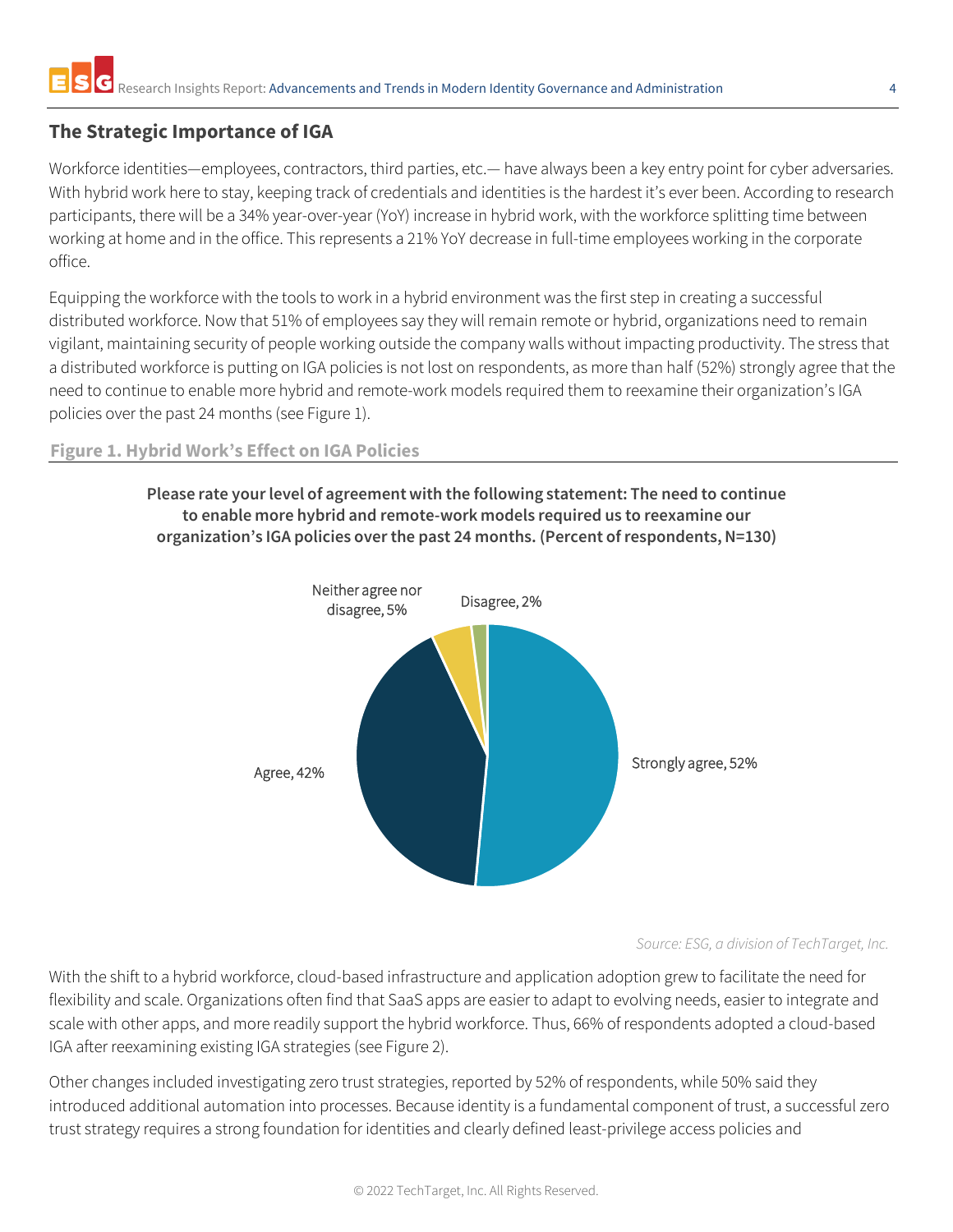## The Strategic Importance of IGA

Workforce identities—employees, contractors, third parties, etc.— have always been a key entry point for cyber adversaries. With hybrid work here to stay, keeping track of credentials and identities is the hardest it's ever been. According to research participants, there will be a 34% year-over-year (YoY) increase in hybrid work, with the workforce splitting time between working at home and in the office. This represents a 21% YoY decrease in full-time employees working in the corporate office.

Equipping the workforce with the tools to work in a hybrid environment was the first step in creating a successful distributed workforce. Now that 51% of employees say they will remain remote or hybrid, organizations need to remain vigilant, maintaining security of people working outside the company walls without impacting productivity. The stress that a distributed workforce is putting on IGA policies is not lost on respondents, as more than half (52%) strongly agree that the need to continue to enable more hybrid and remote-work models required them to reexamine their organization's IGA policies over the past 24 months (see Figure 1).

**Figure 1. Hybrid Work's Effect on IGA Policies**

**Please rate your level of agreement with the following statement: The need to continue to enable more hybrid and remote-work models required us to reexamine our organization's IGA policies over the past 24 months. (Percent of respondents, N=130)**

| Response | Percent |
|---|---|
| Strongly agree | 52% |
| Agree | 42% |
| Neither agree nor disagree | 5% |
| Disagree | 2% |

*Source: ESG, a division of TechTarget, Inc.*

With the shift to a hybrid workforce, cloud-based infrastructure and application adoption grew to facilitate the need for flexibility and scale. Organizations often find that SaaS apps are easier to adapt to evolving needs, easier to integrate and scale with other apps, and more readily support the hybrid workforce. Thus, 66% of respondents adopted a cloud-based IGA after reexamining existing IGA strategies (see Figure 2).

Other changes included investigating zero trust strategies, reported by 52% of respondents, while 50% said they introduced additional automation into processes. Because identity is a fundamental component of trust, a successful zero trust strategy requires a strong foundation for identities and clearly defined least-privilege access policies and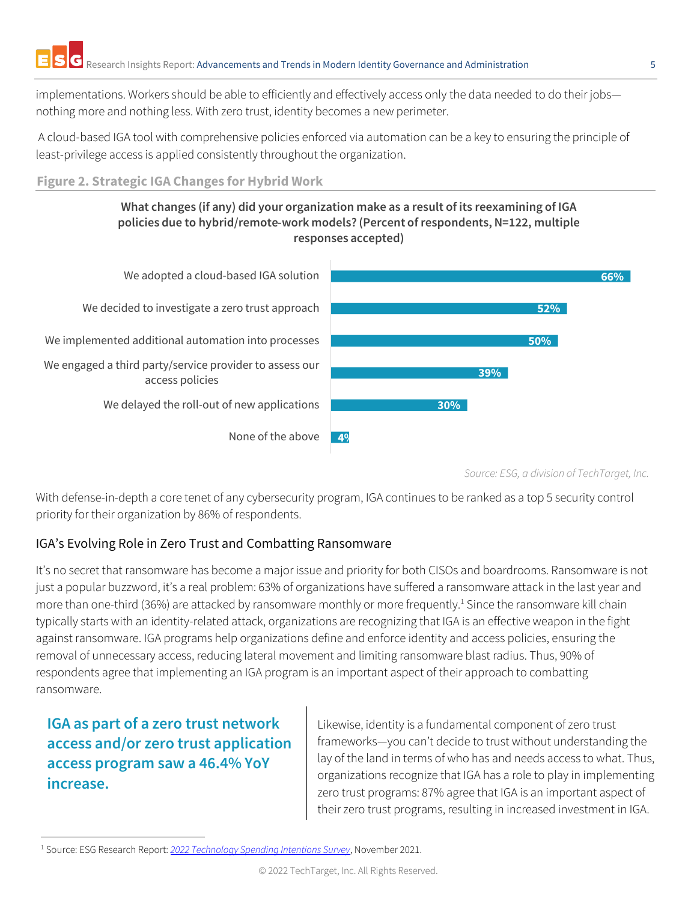implementations. Workers should be able to efficiently and effectively access only the data needed to do their jobs—nothing more and nothing less. With zero trust, identity becomes a new perimeter.

A cloud-based IGA tool with comprehensive policies enforced via automation can be a key to ensuring the principle of least-privilege access is applied consistently throughout the organization.

**Figure 2. Strategic IGA Changes for Hybrid Work**

**What changes (if any) did your organization make as a result of its reexamining of IGA policies due to hybrid/remote-work models? (Percent of respondents, N=122, multiple responses accepted)**

| Response | Percent |
|---|---|
| We adopted a cloud-based IGA solution | 66% |
| We decided to investigate a zero trust approach | 52% |
| We implemented additional automation into processes | 50% |
| We engaged a third party/service provider to assess our access policies | 39% |
| We delayed the roll-out of new applications | 30% |
| None of the above | 4% |

*Source: ESG, a division of TechTarget, Inc.*

With defense-in-depth a core tenet of any cybersecurity program, IGA continues to be ranked as a top 5 security control priority for their organization by 86% of respondents.

## IGA's Evolving Role in Zero Trust and Combatting Ransomware

It's no secret that ransomware has become a major issue and priority for both CISOs and boardrooms. Ransomware is not just a popular buzzword, it's a real problem: 63% of organizations have suffered a ransomware attack in the last year and more than one-third (36%) are attacked by ransomware monthly or more frequently.[1] Since the ransomware kill chain typically starts with an identity-related attack, organizations are recognizing that IGA is an effective weapon in the fight against ransomware. IGA programs help organizations define and enforce identity and access policies, ensuring the removal of unnecessary access, reducing lateral movement and limiting ransomware blast radius. Thus, 90% of respondents agree that implementing an IGA program is an important aspect of their approach to combatting ransomware.

**IGA as part of a zero trust network access and/or zero trust application access program saw a 46.4% YoY increase.**

Likewise, identity is a fundamental component of zero trust frameworks—you can't decide to trust without understanding the lay of the land in terms of who has and needs access to what. Thus, organizations recognize that IGA has a role to play in implementing zero trust programs: 87% agree that IGA is an important aspect of their zero trust programs, resulting in increased investment in IGA.

[1] Source: ESG Research Report: *2022 Technology Spending Intentions Survey*, November 2021.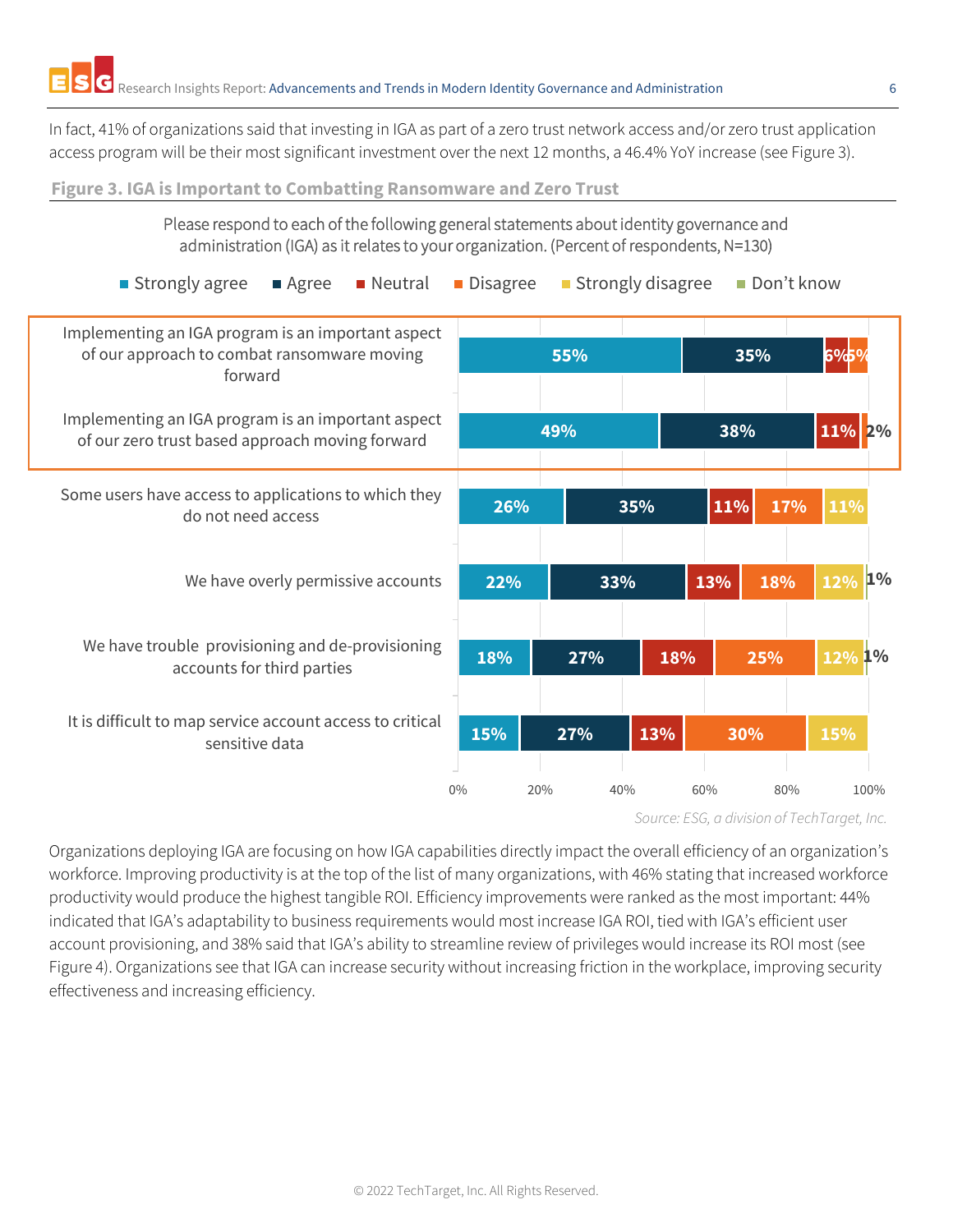In fact, 41% of organizations said that investing in IGA as part of a zero trust network access and/or zero trust application access program will be their most significant investment over the next 12 months, a 46.4% YoY increase (see Figure 3).

**Figure 3. IGA is Important to Combatting Ransomware and Zero Trust**

Please respond to each of the following general statements about identity governance and administration (IGA) as it relates to your organization. (Percent of respondents, N=130)

| Statement | Strongly agree | Agree | Neutral | Disagree | Strongly disagree | Don't know |
|---|---|---|---|---|---|---|
| Implementing an IGA program is an important aspect of our approach to combat ransomware moving forward | 55% | 35% | 6% | 5% | | |
| Implementing an IGA program is an important aspect of our zero trust based approach moving forward | 49% | 38% | 11% | 2% | | |
| Some users have access to applications to which they do not need access | 26% | 35% | 11% | 17% | 11% | |
| We have overly permissive accounts | 22% | 33% | 13% | 18% | 12% | 1% |
| We have trouble provisioning and de-provisioning accounts for third parties | 18% | 27% | 18% | 25% | 12% | 1% |
| It is difficult to map service account access to critical sensitive data | 15% | 27% | 13% | 30% | 15% | |

*Source: ESG, a division of TechTarget, Inc.*

Organizations deploying IGA are focusing on how IGA capabilities directly impact the overall efficiency of an organization's workforce. Improving productivity is at the top of the list of many organizations, with 46% stating that increased workforce productivity would produce the highest tangible ROI. Efficiency improvements were ranked as the most important: 44% indicated that IGA's adaptability to business requirements would most increase IGA ROI, tied with IGA's efficient user account provisioning, and 38% said that IGA's ability to streamline review of privileges would increase its ROI most (see Figure 4). Organizations see that IGA can increase security without increasing friction in the workplace, improving security effectiveness and increasing efficiency.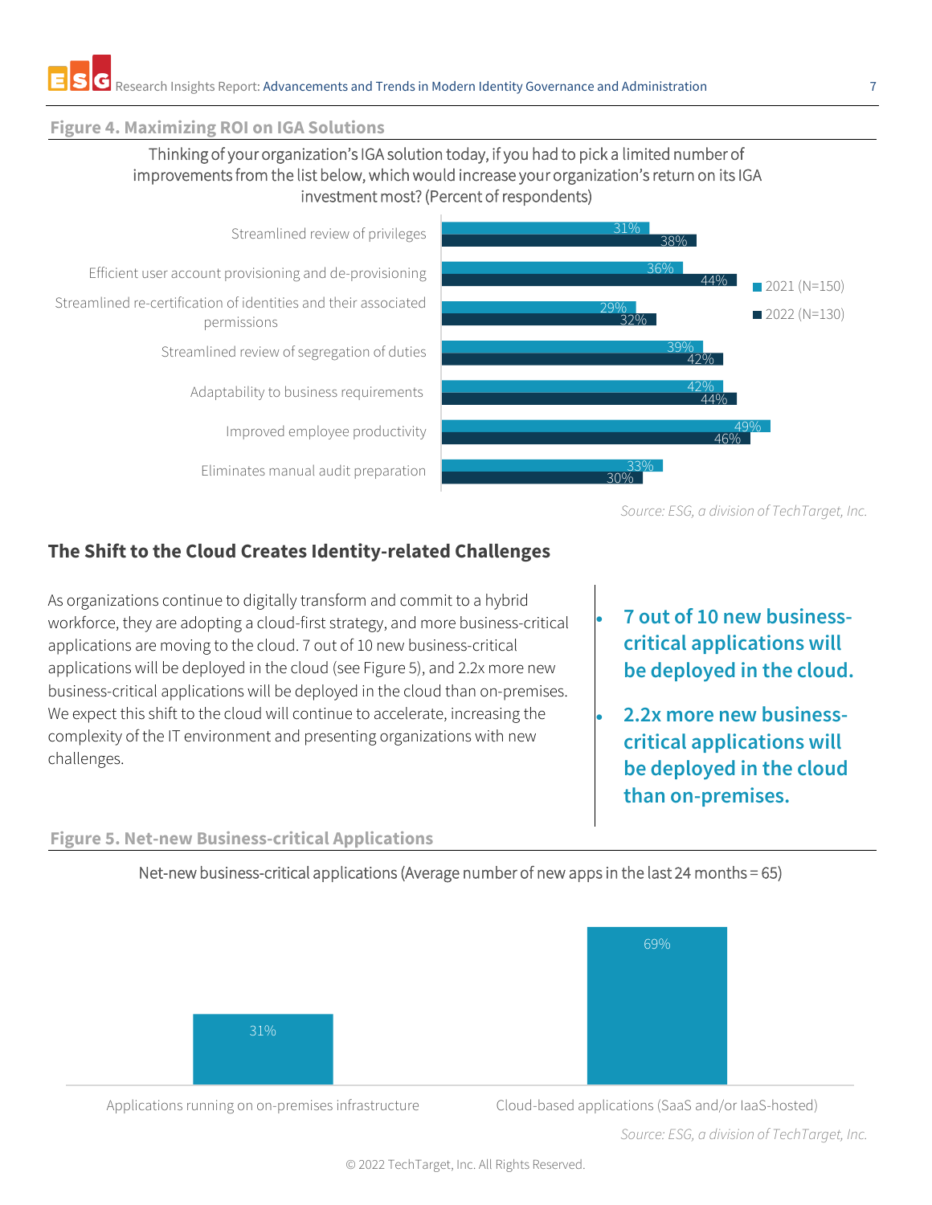**Figure 4. Maximizing ROI on IGA Solutions**

Thinking of your organization's IGA solution today, if you had to pick a limited number of improvements from the list below, which would increase your organization's return on its IGA investment most? (Percent of respondents)

| | 2021 (N=150) | 2022 (N=130) |
|---|---|---|
| Streamlined review of privileges | 31% | 38% |
| Efficient user account provisioning and de-provisioning | 36% | 44% |
| Streamlined re-certification of identities and their associated permissions | 29% | 32% |
| Streamlined review of segregation of duties | 39% | 42% |
| Adaptability to business requirements | 42% | 44% |
| Improved employee productivity | 49% | 46% |
| Eliminates manual audit preparation | 33% | 30% |

*Source: ESG, a division of TechTarget, Inc.*

## The Shift to the Cloud Creates Identity-related Challenges

As organizations continue to digitally transform and commit to a hybrid workforce, they are adopting a cloud-first strategy, and more business-critical applications are moving to the cloud. 7 out of 10 new business-critical applications will be deployed in the cloud (see Figure 5), and 2.2x more new business-critical applications will be deployed in the cloud than on-premises. We expect this shift to the cloud will continue to accelerate, increasing the complexity of the IT environment and presenting organizations with new challenges.

- **7 out of 10 new business-critical applications will be deployed in the cloud.**
- **2.2x more new business-critical applications will be deployed in the cloud than on-premises.**

**Figure 5. Net-new Business-critical Applications**

Net-new business-critical applications (Average number of new apps in the last 24 months = 65)

| Applications running on on-premises infrastructure | Cloud-based applications (SaaS and/or IaaS-hosted) |
|---|---|
| 31% | 69% |

*Source: ESG, a division of TechTarget, Inc.*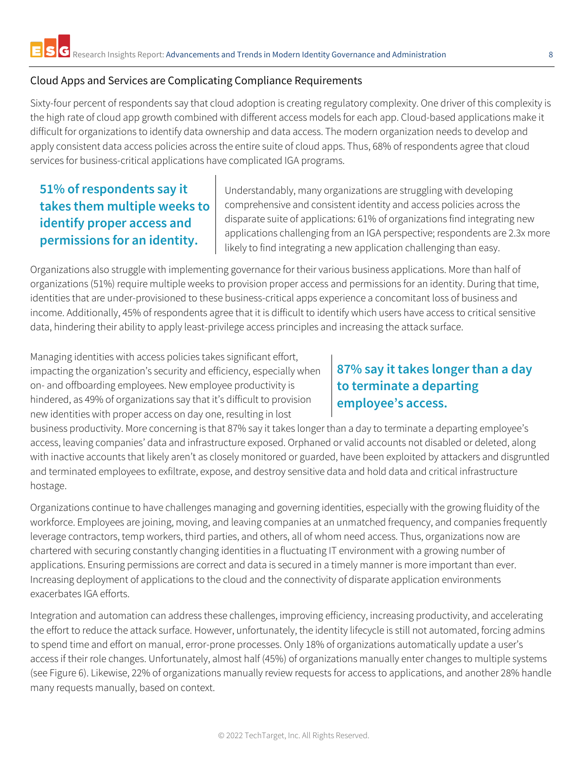## Cloud Apps and Services are Complicating Compliance Requirements

Sixty-four percent of respondents say that cloud adoption is creating regulatory complexity. One driver of this complexity is the high rate of cloud app growth combined with different access models for each app. Cloud-based applications make it difficult for organizations to identify data ownership and data access. The modern organization needs to develop and apply consistent data access policies across the entire suite of cloud apps. Thus, 68% of respondents agree that cloud services for business-critical applications have complicated IGA programs.

**51% of respondents say it takes them multiple weeks to identify proper access and permissions for an identity.**

Understandably, many organizations are struggling with developing comprehensive and consistent identity and access policies across the disparate suite of applications: 61% of organizations find integrating new applications challenging from an IGA perspective; respondents are 2.3x more likely to find integrating a new application challenging than easy.

Organizations also struggle with implementing governance for their various business applications. More than half of organizations (51%) require multiple weeks to provision proper access and permissions for an identity. During that time, identities that are under-provisioned to these business-critical apps experience a concomitant loss of business and income. Additionally, 45% of respondents agree that it is difficult to identify which users have access to critical sensitive data, hindering their ability to apply least-privilege access principles and increasing the attack surface.

**87% say it takes longer than a day to terminate a departing employee's access.**

Managing identities with access policies takes significant effort, impacting the organization's security and efficiency, especially when on- and offboarding employees. New employee productivity is hindered, as 49% of organizations say that it's difficult to provision new identities with proper access on day one, resulting in lost business productivity. More concerning is that 87% say it takes longer than a day to terminate a departing employee's access, leaving companies' data and infrastructure exposed. Orphaned or valid accounts not disabled or deleted, along with inactive accounts that likely aren't as closely monitored or guarded, have been exploited by attackers and disgruntled and terminated employees to exfiltrate, expose, and destroy sensitive data and hold data and critical infrastructure hostage.

Organizations continue to have challenges managing and governing identities, especially with the growing fluidity of the workforce. Employees are joining, moving, and leaving companies at an unmatched frequency, and companies frequently leverage contractors, temp workers, third parties, and others, all of whom need access. Thus, organizations now are chartered with securing constantly changing identities in a fluctuating IT environment with a growing number of applications. Ensuring permissions are correct and data is secured in a timely manner is more important than ever. Increasing deployment of applications to the cloud and the connectivity of disparate application environments exacerbates IGA efforts.

Integration and automation can address these challenges, improving efficiency, increasing productivity, and accelerating the effort to reduce the attack surface. However, unfortunately, the identity lifecycle is still not automated, forcing admins to spend time and effort on manual, error-prone processes. Only 18% of organizations automatically update a user's access if their role changes. Unfortunately, almost half (45%) of organizations manually enter changes to multiple systems (see Figure 6). Likewise, 22% of organizations manually review requests for access to applications, and another 28% handle many requests manually, based on context.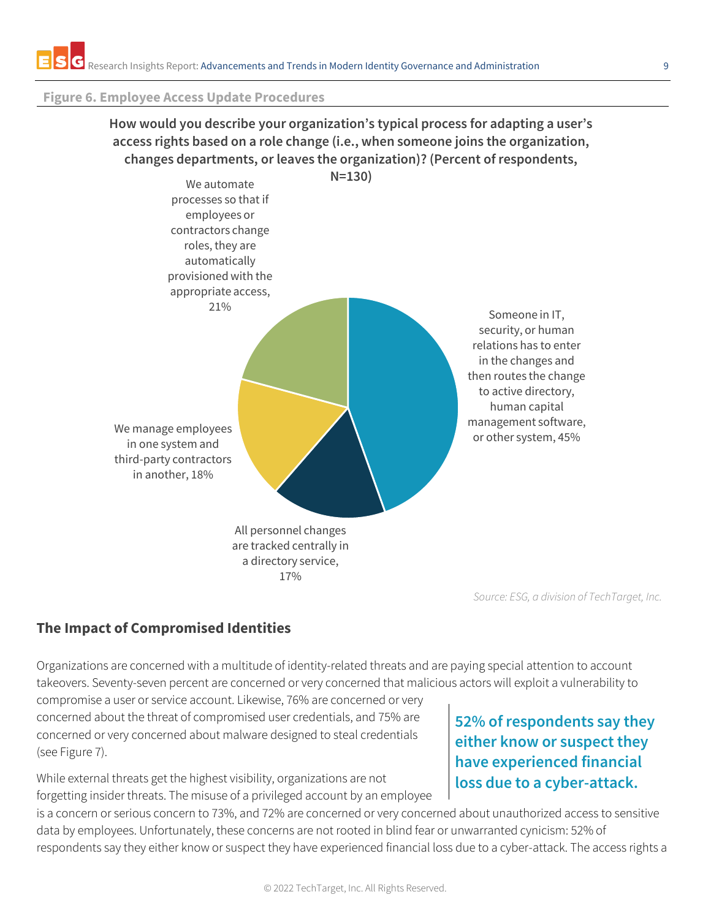**Figure 6. Employee Access Update Procedures**

**How would you describe your organization's typical process for adapting a user's access rights based on a role change (i.e., when someone joins the organization, changes departments, or leaves the organization)? (Percent of respondents, N=130)**

- Someone in IT, security, or human relations has to enter in the changes and then routes the change to active directory, human capital management software, or other system, 45%
- We automate processes so that if employees or contractors change roles, they are automatically provisioned with the appropriate access, 21%
- We manage employees in one system and third-party contractors in another, 18%
- All personnel changes are tracked centrally in a directory service, 17%

*Source: ESG, a division of TechTarget, Inc.*

## The Impact of Compromised Identities

Organizations are concerned with a multitude of identity-related threats and are paying special attention to account takeovers. Seventy-seven percent are concerned or very concerned that malicious actors will exploit a vulnerability to compromise a user or service account. Likewise, 76% are concerned or very concerned about the threat of compromised user credentials, and 75% are concerned or very concerned about malware designed to steal credentials (see Figure 7).

> **52% of respondents say they either know or suspect they have experienced financial loss due to a cyber-attack.**

While external threats get the highest visibility, organizations are not forgetting insider threats. The misuse of a privileged account by an employee is a concern or serious concern to 73%, and 72% are concerned or very concerned about unauthorized access to sensitive data by employees. Unfortunately, these concerns are not rooted in blind fear or unwarranted cynicism: 52% of respondents say they either know or suspect they have experienced financial loss due to a cyber-attack. The access rights a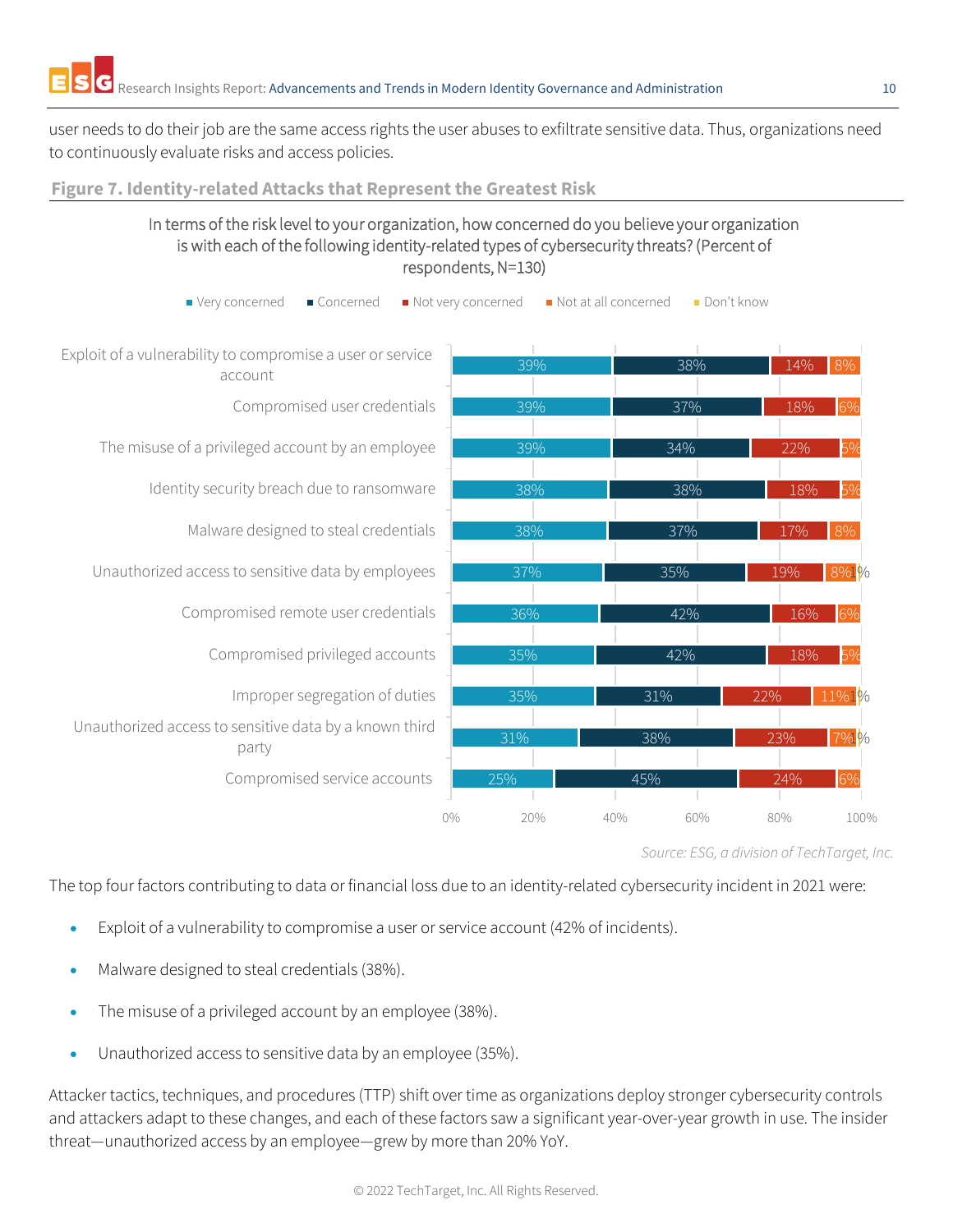user needs to do their job are the same access rights the user abuses to exfiltrate sensitive data. Thus, organizations need to continuously evaluate risks and access policies.

**Figure 7. Identity-related Attacks that Represent the Greatest Risk**

In terms of the risk level to your organization, how concerned do you believe your organization is with each of the following identity-related types of cybersecurity threats? (Percent of respondents, N=130)

| | Very concerned | Concerned | Not very concerned | Not at all concerned | Don't know |
|---|---|---|---|---|---|
| Exploit of a vulnerability to compromise a user or service account | 39% | 38% | 14% | 8% | |
| Compromised user credentials | 39% | 37% | 18% | 6% | |
| The misuse of a privileged account by an employee | 39% | 34% | 22% | 5% | |
| Identity security breach due to ransomware | 38% | 38% | 18% | 5% | |
| Malware designed to steal credentials | 38% | 37% | 17% | 8% | |
| Unauthorized access to sensitive data by employees | 37% | 35% | 19% | 8% | 1% |
| Compromised remote user credentials | 36% | 42% | 16% | 6% | |
| Compromised privileged accounts | 35% | 42% | 18% | 5% | |
| Improper segregation of duties | 35% | 31% | 22% | 11% | 1% |
| Unauthorized access to sensitive data by a known third party | 31% | 38% | 23% | 7% | 1% |
| Compromised service accounts | 25% | 45% | 24% | 6% | |

*Source: ESG, a division of TechTarget, Inc.*

The top four factors contributing to data or financial loss due to an identity-related cybersecurity incident in 2021 were:

- Exploit of a vulnerability to compromise a user or service account (42% of incidents).
- Malware designed to steal credentials (38%).
- The misuse of a privileged account by an employee (38%).
- Unauthorized access to sensitive data by an employee (35%).

Attacker tactics, techniques, and procedures (TTP) shift over time as organizations deploy stronger cybersecurity controls and attackers adapt to these changes, and each of these factors saw a significant year-over-year growth in use. The insider threat—unauthorized access by an employee—grew by more than 20% YoY.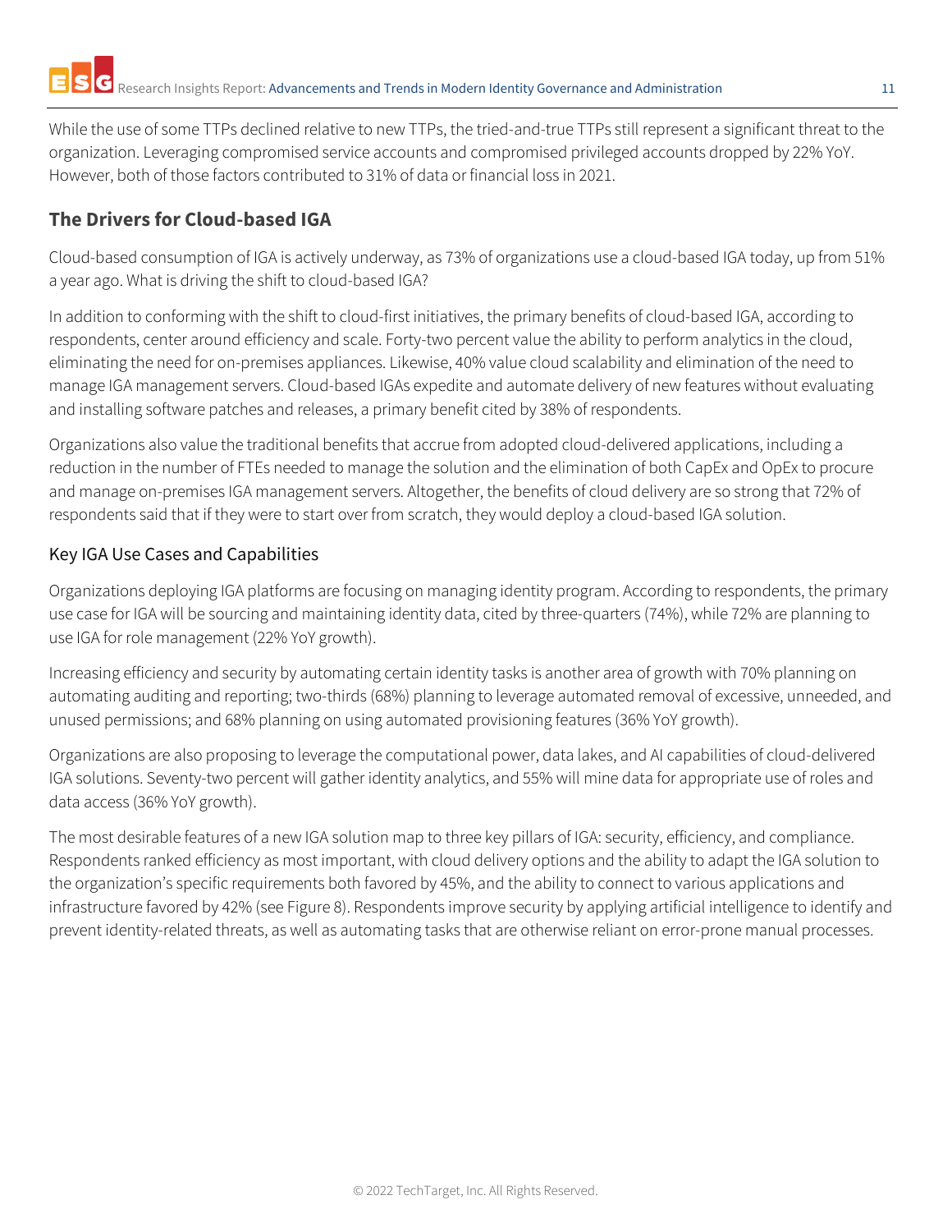While the use of some TTPs declined relative to new TTPs, the tried-and-true TTPs still represent a significant threat to the organization. Leveraging compromised service accounts and compromised privileged accounts dropped by 22% YoY. However, both of those factors contributed to 31% of data or financial loss in 2021.

## The Drivers for Cloud-based IGA

Cloud-based consumption of IGA is actively underway, as 73% of organizations use a cloud-based IGA today, up from 51% a year ago. What is driving the shift to cloud-based IGA?

In addition to conforming with the shift to cloud-first initiatives, the primary benefits of cloud-based IGA, according to respondents, center around efficiency and scale. Forty-two percent value the ability to perform analytics in the cloud, eliminating the need for on-premises appliances. Likewise, 40% value cloud scalability and elimination of the need to manage IGA management servers. Cloud-based IGAs expedite and automate delivery of new features without evaluating and installing software patches and releases, a primary benefit cited by 38% of respondents.

Organizations also value the traditional benefits that accrue from adopted cloud-delivered applications, including a reduction in the number of FTEs needed to manage the solution and the elimination of both CapEx and OpEx to procure and manage on-premises IGA management servers. Altogether, the benefits of cloud delivery are so strong that 72% of respondents said that if they were to start over from scratch, they would deploy a cloud-based IGA solution.

### Key IGA Use Cases and Capabilities

Organizations deploying IGA platforms are focusing on managing identity program. According to respondents, the primary use case for IGA will be sourcing and maintaining identity data, cited by three-quarters (74%), while 72% are planning to use IGA for role management (22% YoY growth).

Increasing efficiency and security by automating certain identity tasks is another area of growth with 70% planning on automating auditing and reporting; two-thirds (68%) planning to leverage automated removal of excessive, unneeded, and unused permissions; and 68% planning on using automated provisioning features (36% YoY growth).

Organizations are also proposing to leverage the computational power, data lakes, and AI capabilities of cloud-delivered IGA solutions. Seventy-two percent will gather identity analytics, and 55% will mine data for appropriate use of roles and data access (36% YoY growth).

The most desirable features of a new IGA solution map to three key pillars of IGA: security, efficiency, and compliance. Respondents ranked efficiency as most important, with cloud delivery options and the ability to adapt the IGA solution to the organization's specific requirements both favored by 45%, and the ability to connect to various applications and infrastructure favored by 42% (see Figure 8). Respondents improve security by applying artificial intelligence to identify and prevent identity-related threats, as well as automating tasks that are otherwise reliant on error-prone manual processes.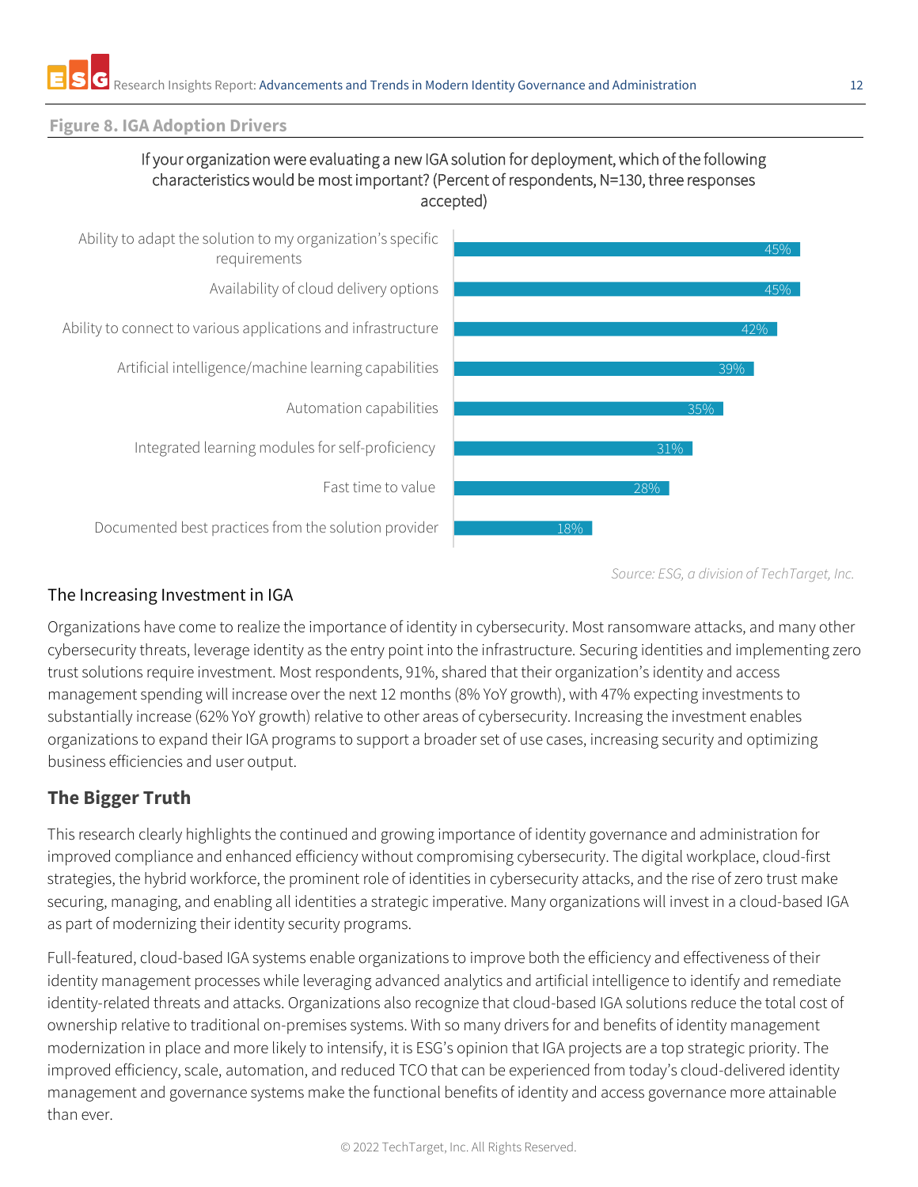**Figure 8. IGA Adoption Drivers**

If your organization were evaluating a new IGA solution for deployment, which of the following characteristics would be most important? (Percent of respondents, N=130, three responses accepted)

| Characteristic | Percent |
|---|---|
| Ability to adapt the solution to my organization's specific requirements | 45% |
| Availability of cloud delivery options | 45% |
| Ability to connect to various applications and infrastructure | 42% |
| Artificial intelligence/machine learning capabilities | 39% |
| Automation capabilities | 35% |
| Integrated learning modules for self-proficiency | 31% |
| Fast time to value | 28% |
| Documented best practices from the solution provider | 18% |

*Source: ESG, a division of TechTarget, Inc.*

## The Increasing Investment in IGA

Organizations have come to realize the importance of identity in cybersecurity. Most ransomware attacks, and many other cybersecurity threats, leverage identity as the entry point into the infrastructure. Securing identities and implementing zero trust solutions require investment. Most respondents, 91%, shared that their organization's identity and access management spending will increase over the next 12 months (8% YoY growth), with 47% expecting investments to substantially increase (62% YoY growth) relative to other areas of cybersecurity. Increasing the investment enables organizations to expand their IGA programs to support a broader set of use cases, increasing security and optimizing business efficiencies and user output.

## The Bigger Truth

This research clearly highlights the continued and growing importance of identity governance and administration for improved compliance and enhanced efficiency without compromising cybersecurity. The digital workplace, cloud-first strategies, the hybrid workforce, the prominent role of identities in cybersecurity attacks, and the rise of zero trust make securing, managing, and enabling all identities a strategic imperative. Many organizations will invest in a cloud-based IGA as part of modernizing their identity security programs.

Full-featured, cloud-based IGA systems enable organizations to improve both the efficiency and effectiveness of their identity management processes while leveraging advanced analytics and artificial intelligence to identify and remediate identity-related threats and attacks. Organizations also recognize that cloud-based IGA solutions reduce the total cost of ownership relative to traditional on-premises systems. With so many drivers for and benefits of identity management modernization in place and more likely to intensify, it is ESG's opinion that IGA projects are a top strategic priority. The improved efficiency, scale, automation, and reduced TCO that can be experienced from today's cloud-delivered identity management and governance systems make the functional benefits of identity and access governance more attainable than ever.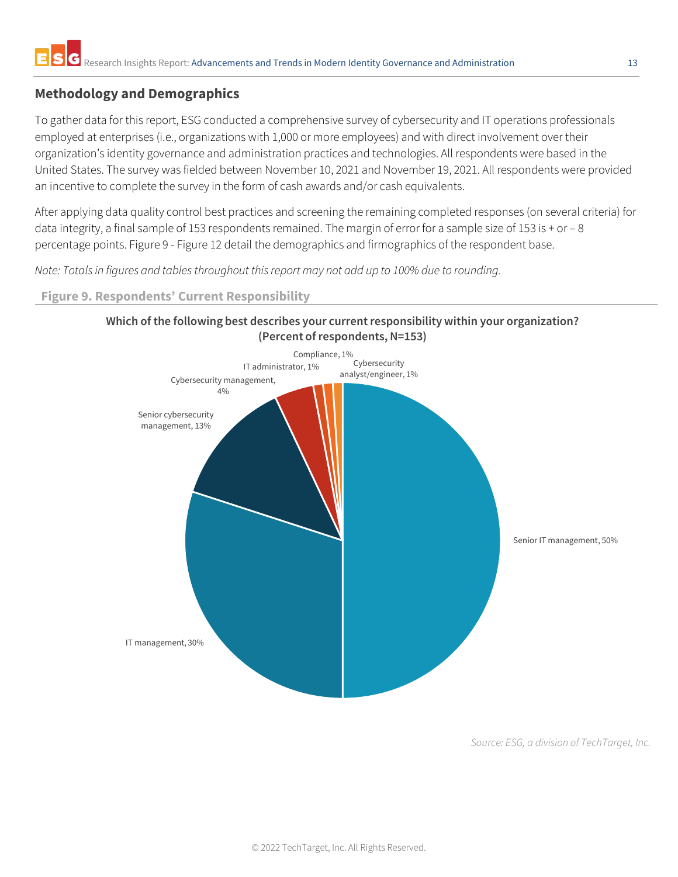## Methodology and Demographics

To gather data for this report, ESG conducted a comprehensive survey of cybersecurity and IT operations professionals employed at enterprises (i.e., organizations with 1,000 or more employees) and with direct involvement over their organization's identity governance and administration practices and technologies. All respondents were based in the United States. The survey was fielded between November 10, 2021 and November 19, 2021. All respondents were provided an incentive to complete the survey in the form of cash awards and/or cash equivalents.

After applying data quality control best practices and screening the remaining completed responses (on several criteria) for data integrity, a final sample of 153 respondents remained. The margin of error for a sample size of 153 is + or – 8 percentage points. Figure 9 - Figure 12 detail the demographics and firmographics of the respondent base.

*Note: Totals in figures and tables throughout this report may not add up to 100% due to rounding.*

**Figure 9. Respondents' Current Responsibility**

**Which of the following best describes your current responsibility within your organization? (Percent of respondents, N=153)**

| Responsibility | Percent |
|---|---|
| Senior IT management | 50% |
| IT management | 30% |
| Senior cybersecurity management | 13% |
| Cybersecurity management | 4% |
| IT administrator | 1% |
| Compliance | 1% |
| Cybersecurity analyst/engineer | 1% |

*Source: ESG, a division of TechTarget, Inc.*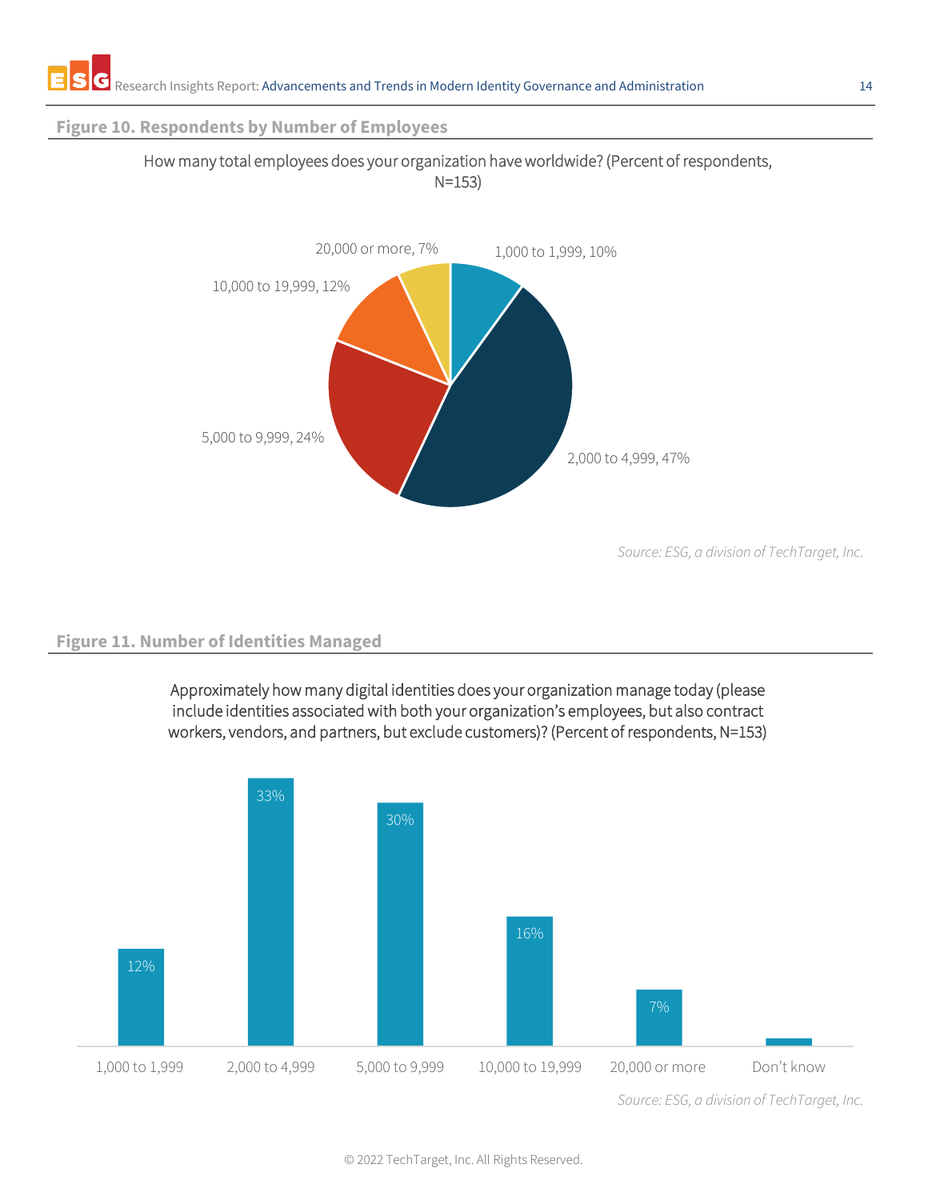### Figure 10. Respondents by Number of Employees

How many total employees does your organization have worldwide? (Percent of respondents, N=153)

| Number of employees | Percent |
|---|---|
| 1,000 to 1,999 | 10% |
| 2,000 to 4,999 | 47% |
| 5,000 to 9,999 | 24% |
| 10,000 to 19,999 | 12% |
| 20,000 or more | 7% |

*Source: ESG, a division of TechTarget, Inc.*

### Figure 11. Number of Identities Managed

Approximately how many digital identities does your organization manage today (please include identities associated with both your organization's employees, but also contract workers, vendors, and partners, but exclude customers)? (Percent of respondents, N=153)

| Number of identities | Percent |
|---|---|
| 1,000 to 1,999 | 12% |
| 2,000 to 4,999 | 33% |
| 5,000 to 9,999 | 30% |
| 10,000 to 19,999 | 16% |
| 20,000 or more | 7% |
| Don't know | |

*Source: ESG, a division of TechTarget, Inc.*

© 2022 TechTarget, Inc. All Rights Reserved.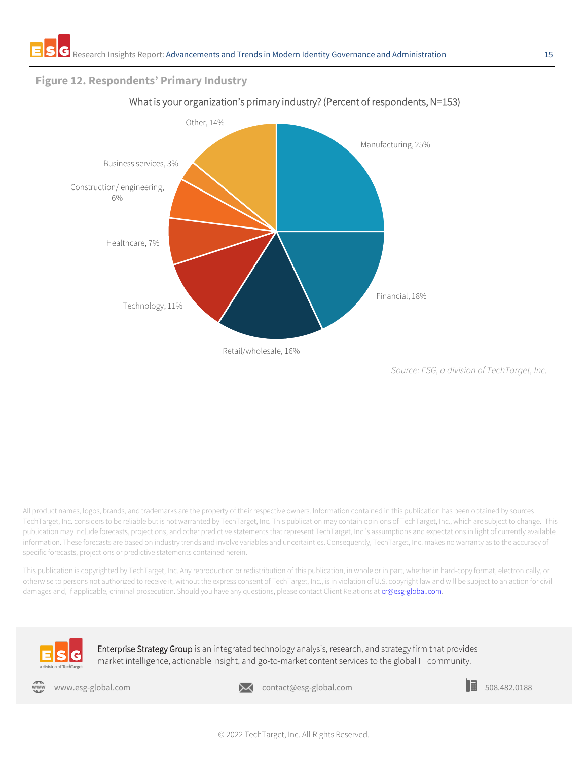**Figure 12. Respondents' Primary Industry**

What is your organization's primary industry? (Percent of respondents, N=153)

Manufacturing, 25%

Financial, 18%

Retail/wholesale, 16%

Technology, 11%

Healthcare, 7%

Construction/ engineering, 6%

Business services, 3%

Other, 14%

*Source: ESG, a division of TechTarget, Inc.*

All product names, logos, brands, and trademarks are the property of their respective owners. Information contained in this publication has been obtained by sources TechTarget, Inc. considers to be reliable but is not warranted by TechTarget, Inc. This publication may contain opinions of TechTarget, Inc., which are subject to change. This publication may include forecasts, projections, and other predictive statements that represent TechTarget, Inc.'s assumptions and expectations in light of currently available information. These forecasts are based on industry trends and involve variables and uncertainties. Consequently, TechTarget, Inc. makes no warranty as to the accuracy of specific forecasts, projections or predictive statements contained herein.

This publication is copyrighted by TechTarget, Inc. Any reproduction or redistribution of this publication, in whole or in part, whether in hard-copy format, electronically, or otherwise to persons not authorized to receive it, without the express consent of TechTarget, Inc., is in violation of U.S. copyright law and will be subject to an action for civil damages and, if applicable, criminal prosecution. Should you have any questions, please contact Client Relations at cr@esg-global.com.

Enterprise Strategy Group is an integrated technology analysis, research, and strategy firm that provides market intelligence, actionable insight, and go-to-market content services to the global IT community.

www.esg-global.com

contact@esg-global.com

508.482.0188

© 2022 TechTarget, Inc. All Rights Reserved.